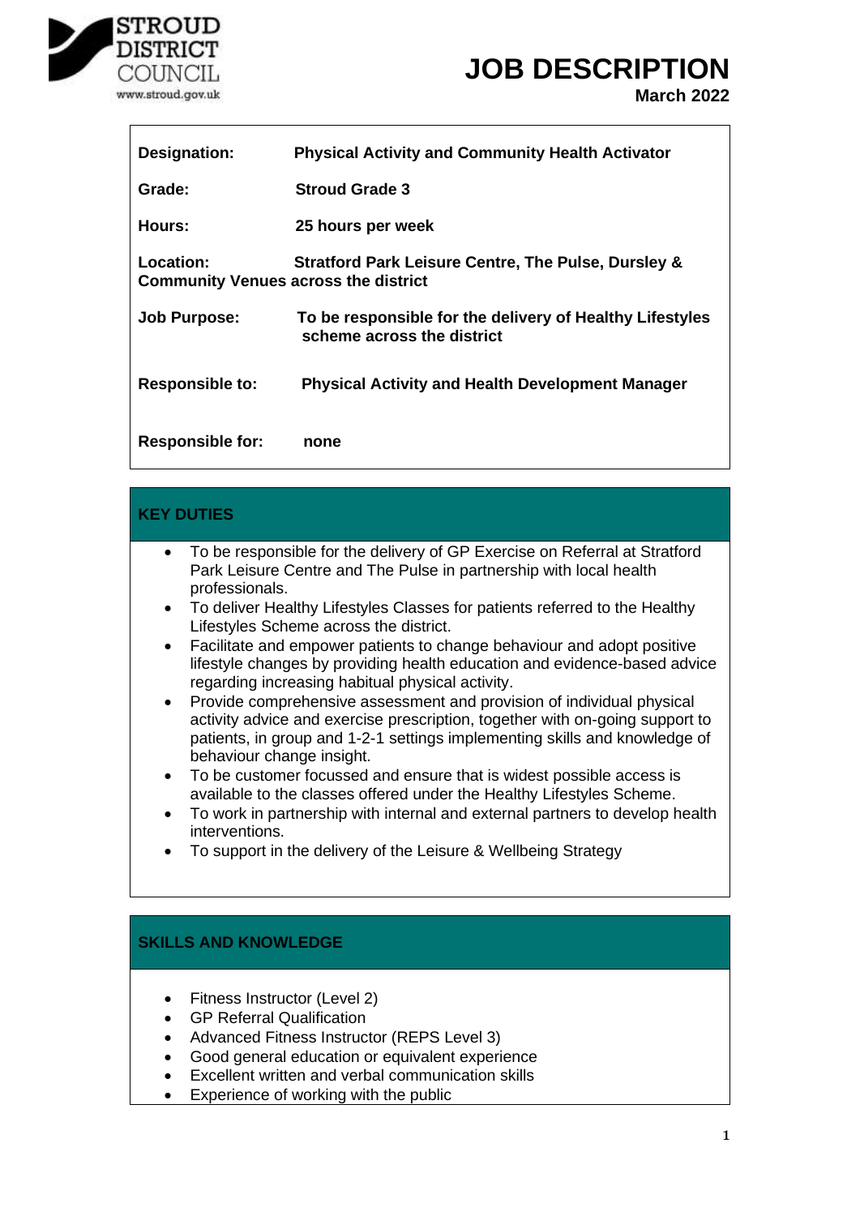STROUD DISTRICT COUNCIL
www.stroud.gov.uk

# JOB DESCRIPTION

**March 2022**

| | |
|---|---|
| **Designation:** | **Physical Activity and Community Health Activator** |
| **Grade:** | **Stroud Grade 3** |
| **Hours:** | **25 hours per week** |
| **Location:** | **Stratford Park Leisure Centre, The Pulse, Dursley & Community Venues across the district** |
| **Job Purpose:** | **To be responsible for the delivery of Healthy Lifestyles scheme across the district** |
| **Responsible to:** | **Physical Activity and Health Development Manager** |
| **Responsible for:** | **none** |

## KEY DUTIES

- To be responsible for the delivery of GP Exercise on Referral at Stratford Park Leisure Centre and The Pulse in partnership with local health professionals.
- To deliver Healthy Lifestyles Classes for patients referred to the Healthy Lifestyles Scheme across the district.
- Facilitate and empower patients to change behaviour and adopt positive lifestyle changes by providing health education and evidence-based advice regarding increasing habitual physical activity.
- Provide comprehensive assessment and provision of individual physical activity advice and exercise prescription, together with on-going support to patients, in group and 1-2-1 settings implementing skills and knowledge of behaviour change insight.
- To be customer focussed and ensure that is widest possible access is available to the classes offered under the Healthy Lifestyles Scheme.
- To work in partnership with internal and external partners to develop health interventions.
- To support in the delivery of the Leisure & Wellbeing Strategy

## SKILLS AND KNOWLEDGE

- Fitness Instructor (Level 2)
- GP Referral Qualification
- Advanced Fitness Instructor (REPS Level 3)
- Good general education or equivalent experience
- Excellent written and verbal communication skills
- Experience of working with the public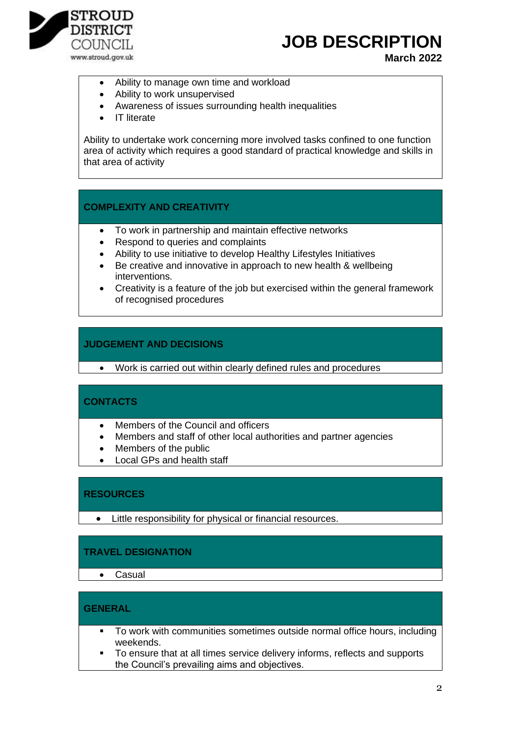- Ability to manage own time and workload
- Ability to work unsupervised
- Awareness of issues surrounding health inequalities
- IT literate

Ability to undertake work concerning more involved tasks confined to one function area of activity which requires a good standard of practical knowledge and skills in that area of activity

## COMPLEXITY AND CREATIVITY

- To work in partnership and maintain effective networks
- Respond to queries and complaints
- Ability to use initiative to develop Healthy Lifestyles Initiatives
- Be creative and innovative in approach to new health & wellbeing interventions.
- Creativity is a feature of the job but exercised within the general framework of recognised procedures

## JUDGEMENT AND DECISIONS

- Work is carried out within clearly defined rules and procedures

## CONTACTS

- Members of the Council and officers
- Members and staff of other local authorities and partner agencies
- Members of the public
- Local GPs and health staff

## RESOURCES

- Little responsibility for physical or financial resources.

## TRAVEL DESIGNATION

- Casual

## GENERAL

- To work with communities sometimes outside normal office hours, including weekends.
- To ensure that at all times service delivery informs, reflects and supports the Council's prevailing aims and objectives.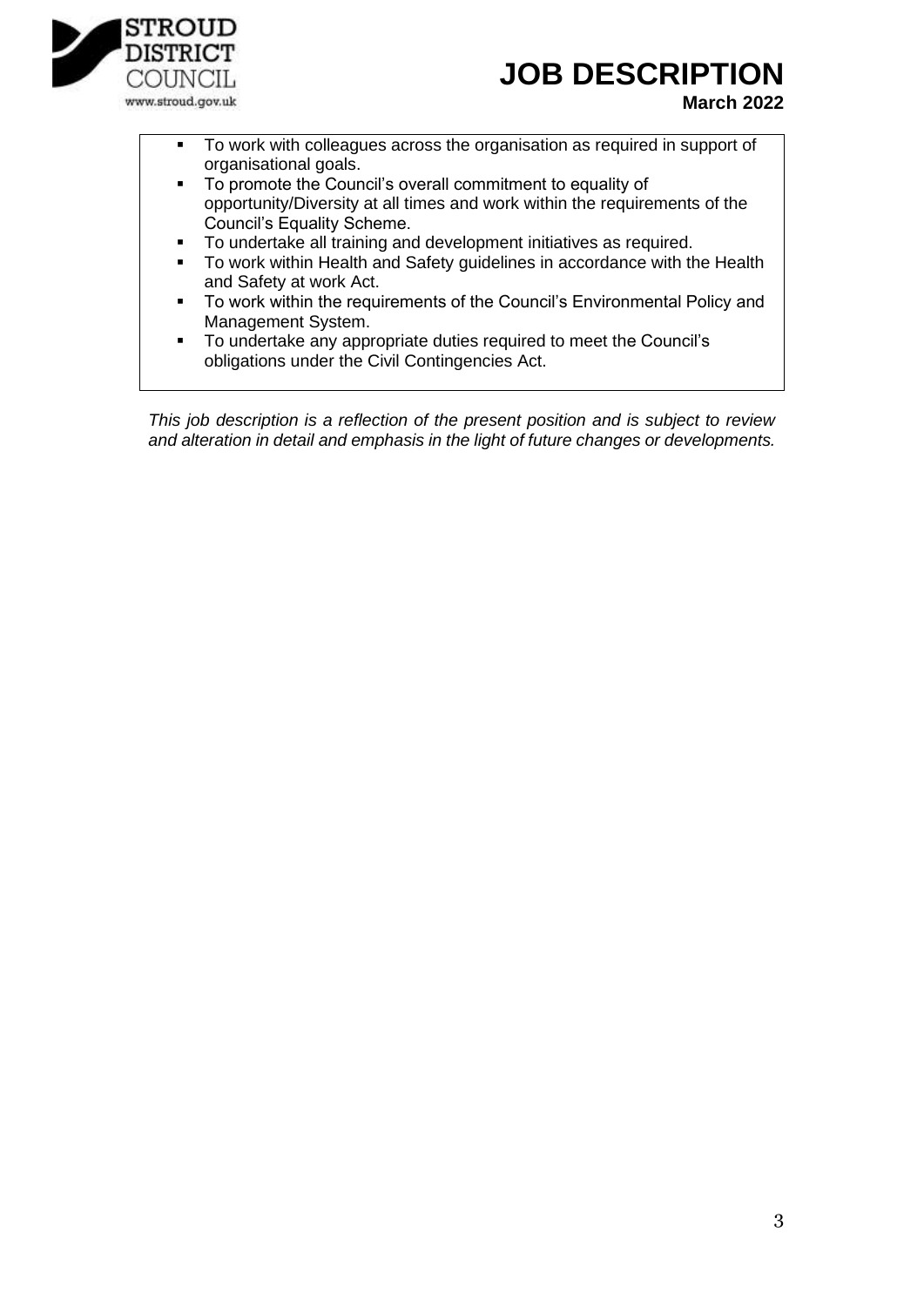- To work with colleagues across the organisation as required in support of organisational goals.
- To promote the Council's overall commitment to equality of opportunity/Diversity at all times and work within the requirements of the Council's Equality Scheme.
- To undertake all training and development initiatives as required.
- To work within Health and Safety guidelines in accordance with the Health and Safety at work Act.
- To work within the requirements of the Council's Environmental Policy and Management System.
- To undertake any appropriate duties required to meet the Council's obligations under the Civil Contingencies Act.

*This job description is a reflection of the present position and is subject to review and alteration in detail and emphasis in the light of future changes or developments.*